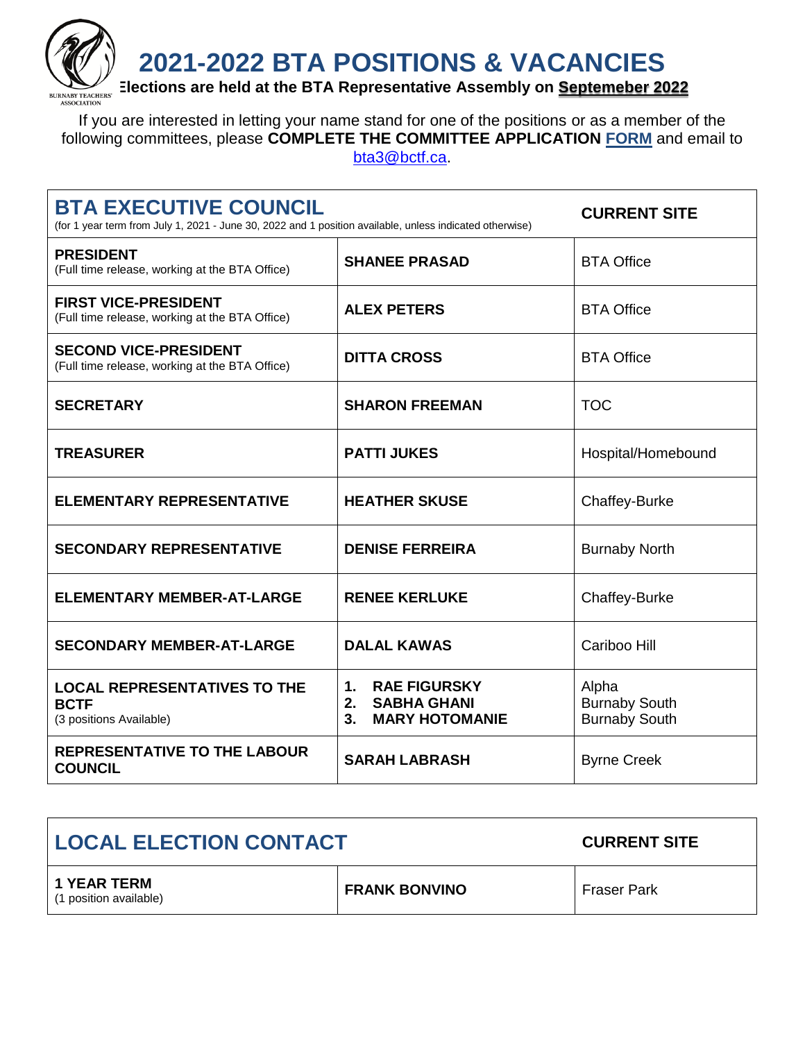# 2021-2022 BTA POSITIONS & VACANCIES

**Elections are held at the BTA Representative Assembly on Septemeber 2022**

If you are interested in letting your name stand for one of the positions or as a member of the following committees, please **COMPLETE THE COMMITTEE APPLICATION FORM** and email to bta3@bctf.ca.

| BTA EXECUTIVE COUNCIL (for 1 year term from July 1, 2021 - June 30, 2022 and 1 position available, unless indicated otherwise) | | CURRENT SITE |
|---|---|---|
| **PRESIDENT** (Full time release, working at the BTA Office) | **SHANEE PRASAD** | BTA Office |
| **FIRST VICE-PRESIDENT** (Full time release, working at the BTA Office) | **ALEX PETERS** | BTA Office |
| **SECOND VICE-PRESIDENT** (Full time release, working at the BTA Office) | **DITTA CROSS** | BTA Office |
| **SECRETARY** | **SHARON FREEMAN** | TOC |
| **TREASURER** | **PATTI JUKES** | Hospital/Homebound |
| **ELEMENTARY REPRESENTATIVE** | **HEATHER SKUSE** | Chaffey-Burke |
| **SECONDARY REPRESENTATIVE** | **DENISE FERREIRA** | Burnaby North |
| **ELEMENTARY MEMBER-AT-LARGE** | **RENEE KERLUKE** | Chaffey-Burke |
| **SECONDARY MEMBER-AT-LARGE** | **DALAL KAWAS** | Cariboo Hill |
| **LOCAL REPRESENTATIVES TO THE BCTF** (3 positions Available) | 1. **RAE FIGURSKY**<br>2. **SABHA GHANI**<br>3. **MARY HOTOMANIE** | Alpha<br>Burnaby South<br>Burnaby South |
| **REPRESENTATIVE TO THE LABOUR COUNCIL** | **SARAH LABRASH** | Byrne Creek |

| LOCAL ELECTION CONTACT | | CURRENT SITE |
|---|---|---|
| **1 YEAR TERM** (1 position available) | **FRANK BONVINO** | Fraser Park |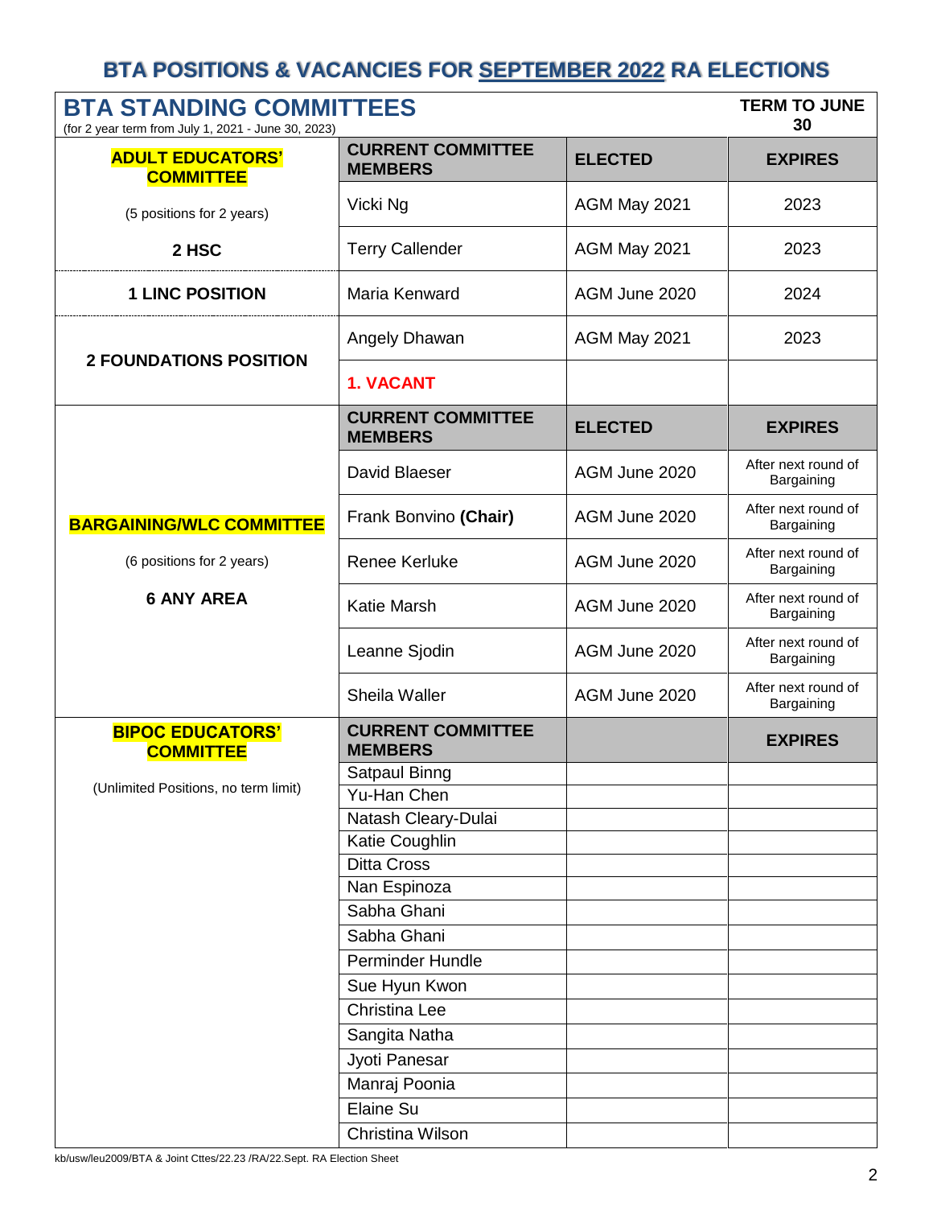# BTA POSITIONS & VACANCIES FOR SEPTEMBER 2022 RA ELECTIONS

## BTA STANDING COMMITTEES

(for 2 year term from July 1, 2021 - June 30, 2023)

**TERM TO JUNE 30**

| ADULT EDUCATORS' COMMITTEE (5 positions for 2 years) | CURRENT COMMITTEE MEMBERS | ELECTED | EXPIRES |
|---|---|---|---|
| 2 HSC | Vicki Ng | AGM May 2021 | 2023 |
| | Terry Callender | AGM May 2021 | 2023 |
| 1 LINC POSITION | Maria Kenward | AGM June 2020 | 2024 |
| 2 FOUNDATIONS POSITION | Angely Dhawan | AGM May 2021 | 2023 |
| | 1. VACANT | | |

| BARGAINING/WLC COMMITTEE (6 positions for 2 years) 6 ANY AREA | CURRENT COMMITTEE MEMBERS | ELECTED | EXPIRES |
|---|---|---|---|
| | David Blaeser | AGM June 2020 | After next round of Bargaining |
| | Frank Bonvino **(Chair)** | AGM June 2020 | After next round of Bargaining |
| | Renee Kerluke | AGM June 2020 | After next round of Bargaining |
| | Katie Marsh | AGM June 2020 | After next round of Bargaining |
| | Leanne Sjodin | AGM June 2020 | After next round of Bargaining |
| | Sheila Waller | AGM June 2020 | After next round of Bargaining |

| BIPOC EDUCATORS' COMMITTEE (Unlimited Positions, no term limit) | CURRENT COMMITTEE MEMBERS | | EXPIRES |
|---|---|---|---|
| | Satpaul Binng | | |
| | Yu-Han Chen | | |
| | Natash Cleary-Dulai | | |
| | Katie Coughlin | | |
| | Ditta Cross | | |
| | Nan Espinoza | | |
| | Sabha Ghani | | |
| | Sabha Ghani | | |
| | Perminder Hundle | | |
| | Sue Hyun Kwon | | |
| | Christina Lee | | |
| | Sangita Natha | | |
| | Jyoti Panesar | | |
| | Manraj Poonia | | |
| | Elaine Su | | |
| | Christina Wilson | | |

kb/usw/leu2009/BTA & Joint Cttes/22.23 /RA/22.Sept. RA Election Sheet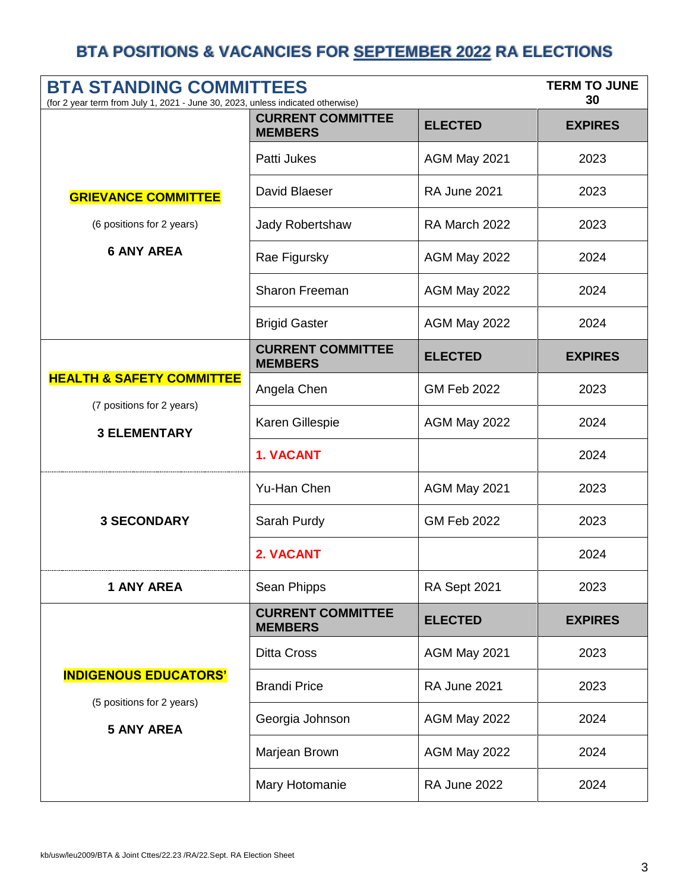# BTA POSITIONS & VACANCIES FOR SEPTEMBER 2022 RA ELECTIONS

## BTA STANDING COMMITTEES

(for 2 year term from July 1, 2021 - June 30, 2023, unless indicated otherwise)

**TERM TO JUNE 30**

| | CURRENT COMMITTEE MEMBERS | ELECTED | EXPIRES |
|---|---|---|---|
| **GRIEVANCE COMMITTEE** (6 positions for 2 years) **6 ANY AREA** | Patti Jukes | AGM May 2021 | 2023 |
| | David Blaeser | RA June 2021 | 2023 |
| | Jady Robertshaw | RA March 2022 | 2023 |
| | Rae Figursky | AGM May 2022 | 2024 |
| | Sharon Freeman | AGM May 2022 | 2024 |
| | Brigid Gaster | AGM May 2022 | 2024 |
| | **CURRENT COMMITTEE MEMBERS** | **ELECTED** | **EXPIRES** |
| **HEALTH & SAFETY COMMITTEE** (7 positions for 2 years) **3 ELEMENTARY** | Angela Chen | GM Feb 2022 | 2023 |
| | Karen Gillespie | AGM May 2022 | 2024 |
| | **1. VACANT** | | 2024 |
| **3 SECONDARY** | Yu-Han Chen | AGM May 2021 | 2023 |
| | Sarah Purdy | GM Feb 2022 | 2023 |
| | **2. VACANT** | | 2024 |
| **1 ANY AREA** | Sean Phipps | RA Sept 2021 | 2023 |
| | **CURRENT COMMITTEE MEMBERS** | **ELECTED** | **EXPIRES** |
| **INDIGENOUS EDUCATORS'** (5 positions for 2 years) **5 ANY AREA** | Ditta Cross | AGM May 2021 | 2023 |
| | Brandi Price | RA June 2021 | 2023 |
| | Georgia Johnson | AGM May 2022 | 2024 |
| | Marjean Brown | AGM May 2022 | 2024 |
| | Mary Hotomanie | RA June 2022 | 2024 |

kb/usw/leu2009/BTA & Joint Cttes/22.23 /RA/22.Sept. RA Election Sheet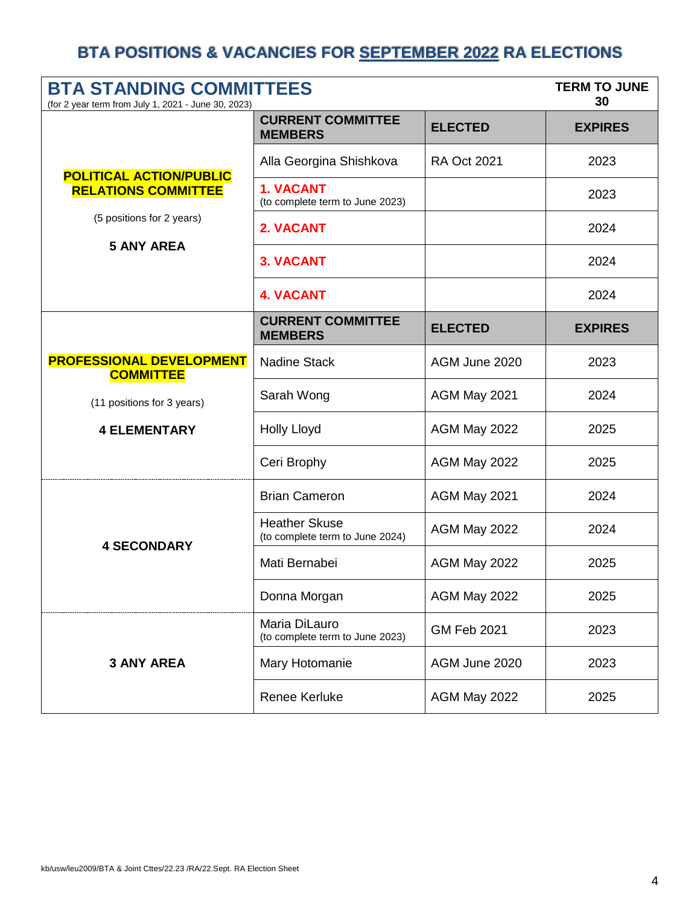# BTA POSITIONS & VACANCIES FOR SEPTEMBER 2022 RA ELECTIONS

| **BTA STANDING COMMITTEES** (for 2 year term from July 1, 2021 - June 30, 2023) | | | **TERM TO JUNE 30** |
|---|---|---|---|
| | **CURRENT COMMITTEE MEMBERS** | **ELECTED** | **EXPIRES** |
| **POLITICAL ACTION/PUBLIC RELATIONS COMMITTEE** (5 positions for 2 years) **5 ANY AREA** | Alla Georgina Shishkova | RA Oct 2021 | 2023 |
| | **1. VACANT** (to complete term to June 2023) | | 2023 |
| | **2. VACANT** | | 2024 |
| | **3. VACANT** | | 2024 |
| | **4. VACANT** | | 2024 |
| | **CURRENT COMMITTEE MEMBERS** | **ELECTED** | **EXPIRES** |
| **PROFESSIONAL DEVELOPMENT COMMITTEE** (11 positions for 3 years) **4 ELEMENTARY** | Nadine Stack | AGM June 2020 | 2023 |
| | Sarah Wong | AGM May 2021 | 2024 |
| | Holly Lloyd | AGM May 2022 | 2025 |
| | Ceri Brophy | AGM May 2022 | 2025 |
| **4 SECONDARY** | Brian Cameron | AGM May 2021 | 2024 |
| | Heather Skuse (to complete term to June 2024) | AGM May 2022 | 2024 |
| | Mati Bernabei | AGM May 2022 | 2025 |
| | Donna Morgan | AGM May 2022 | 2025 |
| **3 ANY AREA** | Maria DiLauro (to complete term to June 2023) | GM Feb 2021 | 2023 |
| | Mary Hotomanie | AGM June 2020 | 2023 |
| | Renee Kerluke | AGM May 2022 | 2025 |

kb/usw/leu2009/BTA & Joint Cttes/22.23 /RA/22.Sept. RA Election Sheet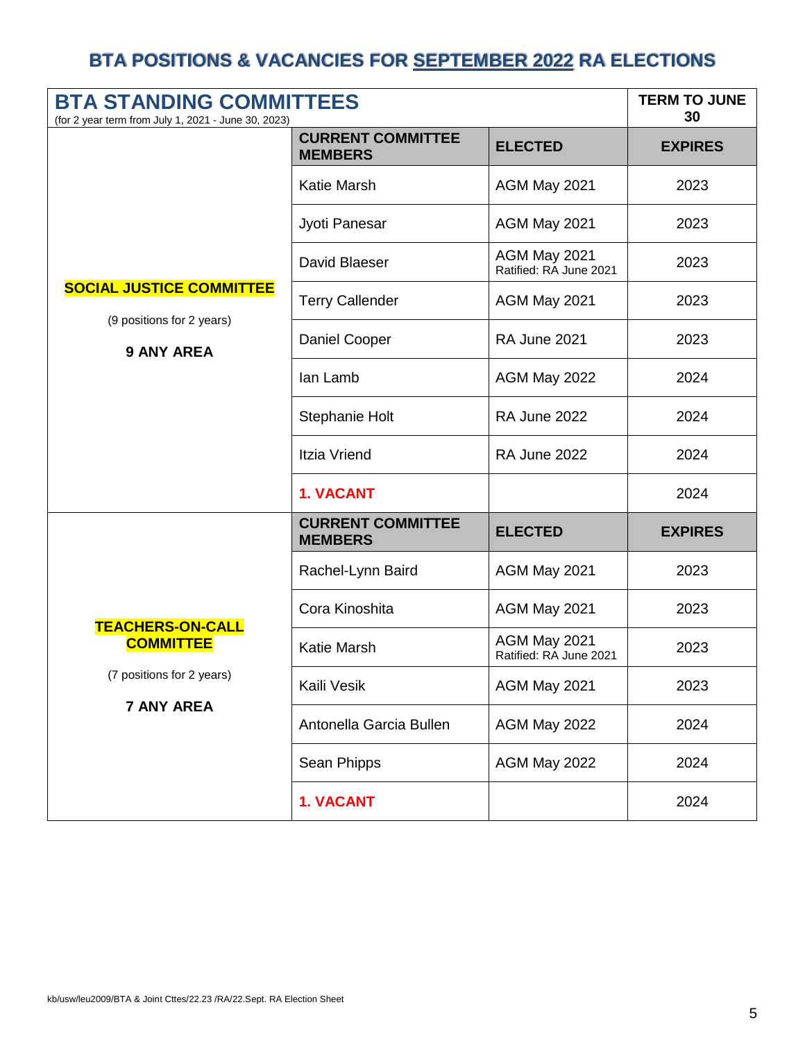# BTA POSITIONS & VACANCIES FOR SEPTEMBER 2022 RA ELECTIONS

| BTA STANDING COMMITTEES (for 2 year term from July 1, 2021 - June 30, 2023) | | | TERM TO JUNE 30 |
|---|---|---|---|
| | **CURRENT COMMITTEE MEMBERS** | **ELECTED** | **EXPIRES** |
| **SOCIAL JUSTICE COMMITTEE** (9 positions for 2 years) **9 ANY AREA** | Katie Marsh | AGM May 2021 | 2023 |
| | Jyoti Panesar | AGM May 2021 | 2023 |
| | David Blaeser | AGM May 2021 Ratified: RA June 2021 | 2023 |
| | Terry Callender | AGM May 2021 | 2023 |
| | Daniel Cooper | RA June 2021 | 2023 |
| | Ian Lamb | AGM May 2022 | 2024 |
| | Stephanie Holt | RA June 2022 | 2024 |
| | Itzia Vriend | RA June 2022 | 2024 |
| | **1. VACANT** | | 2024 |
| | **CURRENT COMMITTEE MEMBERS** | **ELECTED** | **EXPIRES** |
| **TEACHERS-ON-CALL COMMITTEE** (7 positions for 2 years) **7 ANY AREA** | Rachel-Lynn Baird | AGM May 2021 | 2023 |
| | Cora Kinoshita | AGM May 2021 | 2023 |
| | Katie Marsh | AGM May 2021 Ratified: RA June 2021 | 2023 |
| | Kaili Vesik | AGM May 2021 | 2023 |
| | Antonella Garcia Bullen | AGM May 2022 | 2024 |
| | Sean Phipps | AGM May 2022 | 2024 |
| | **1. VACANT** | | 2024 |

kb/usw/leu2009/BTA & Joint Cttes/22.23 /RA/22.Sept. RA Election Sheet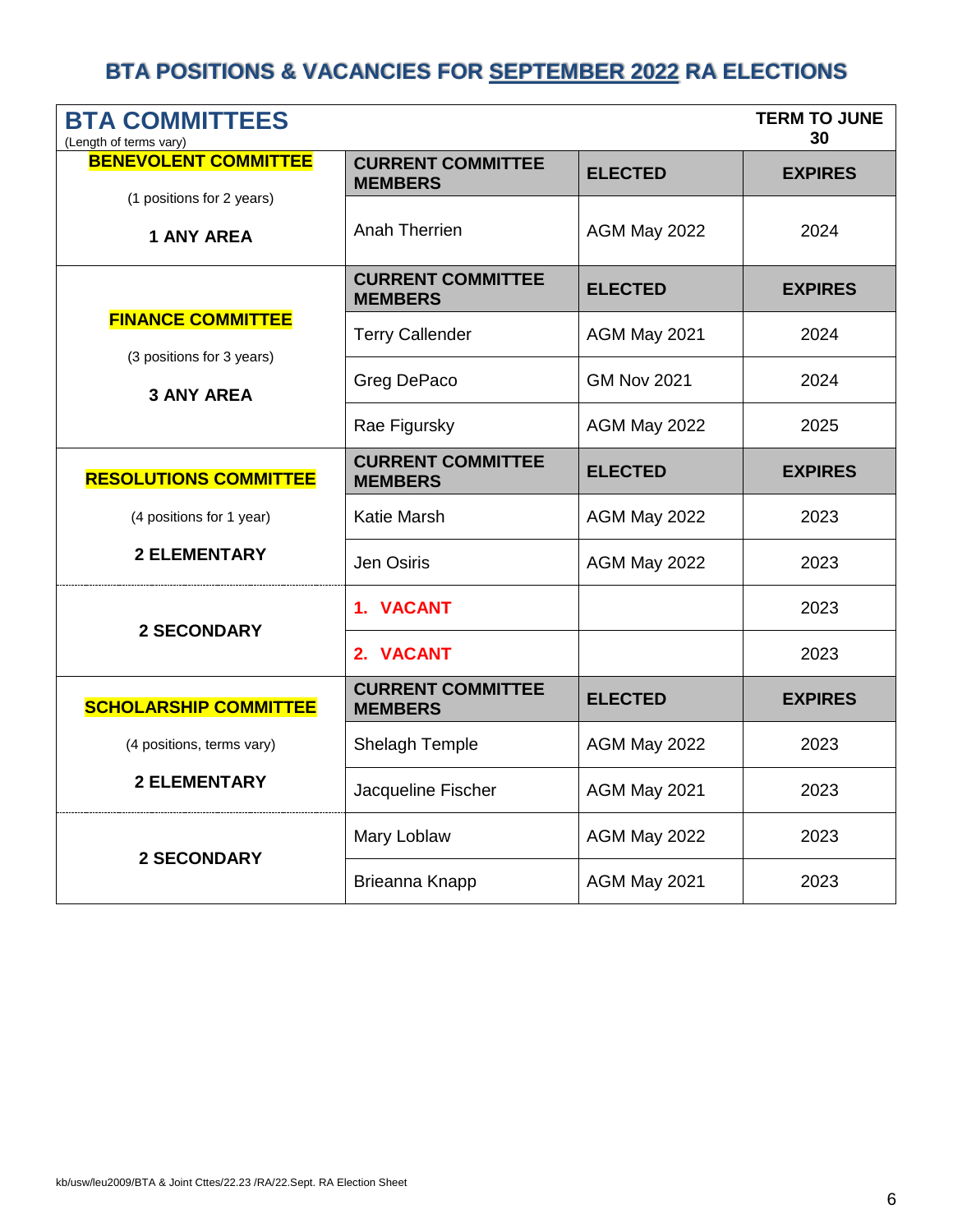# BTA POSITIONS & VACANCIES FOR SEPTEMBER 2022 RA ELECTIONS

| **BTA COMMITTEES** (Length of terms vary) | | | **TERM TO JUNE 30** |
|---|---|---|---|
| **BENEVOLENT COMMITTEE** | **CURRENT COMMITTEE MEMBERS** | **ELECTED** | **EXPIRES** |
| (1 positions for 2 years) **1 ANY AREA** | Anah Therrien | AGM May 2022 | 2024 |
| **FINANCE COMMITTEE** (3 positions for 3 years) **3 ANY AREA** | **CURRENT COMMITTEE MEMBERS** | **ELECTED** | **EXPIRES** |
| | Terry Callender | AGM May 2021 | 2024 |
| | Greg DePaco | GM Nov 2021 | 2024 |
| | Rae Figursky | AGM May 2022 | 2025 |
| **RESOLUTIONS COMMITTEE** (4 positions for 1 year) | **CURRENT COMMITTEE MEMBERS** | **ELECTED** | **EXPIRES** |
| **2 ELEMENTARY** | Katie Marsh | AGM May 2022 | 2023 |
| | Jen Osiris | AGM May 2022 | 2023 |
| **2 SECONDARY** | **1. VACANT** | | 2023 |
| | **2. VACANT** | | 2023 |
| **SCHOLARSHIP COMMITTEE** (4 positions, terms vary) | **CURRENT COMMITTEE MEMBERS** | **ELECTED** | **EXPIRES** |
| **2 ELEMENTARY** | Shelagh Temple | AGM May 2022 | 2023 |
| | Jacqueline Fischer | AGM May 2021 | 2023 |
| **2 SECONDARY** | Mary Loblaw | AGM May 2022 | 2023 |
| | Brieanna Knapp | AGM May 2021 | 2023 |

kb/usw/leu2009/BTA & Joint Cttes/22.23 /RA/22.Sept. RA Election Sheet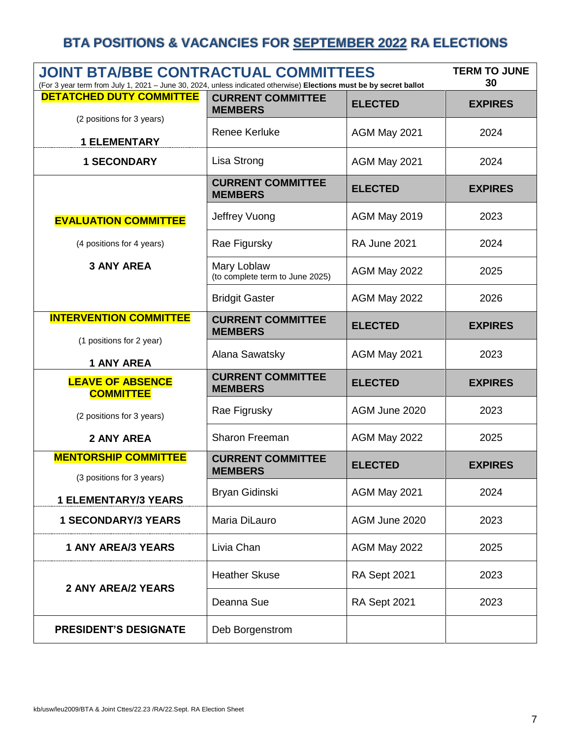# BTA POSITIONS & VACANCIES FOR SEPTEMBER 2022 RA ELECTIONS

| JOINT BTA/BBE CONTRACTUAL COMMITTEES (For 3 year term from July 1, 2021 – June 30, 2024, unless indicated otherwise) **Elections must be by secret ballot** | | | TERM TO JUNE 30 |
|---|---|---|---|
| **DETATCHED DUTY COMMITTEE** (2 positions for 3 years) | **CURRENT COMMITTEE MEMBERS** | **ELECTED** | **EXPIRES** |
| **1 ELEMENTARY** | Renee Kerluke | AGM May 2021 | 2024 |
| **1 SECONDARY** | Lisa Strong | AGM May 2021 | 2024 |
| **EVALUATION COMMITTEE** (4 positions for 4 years) **3 ANY AREA** | **CURRENT COMMITTEE MEMBERS** | **ELECTED** | **EXPIRES** |
| | Jeffrey Vuong | AGM May 2019 | 2023 |
| | Rae Figursky | RA June 2021 | 2024 |
| | Mary Loblaw (to complete term to June 2025) | AGM May 2022 | 2025 |
| | Bridgit Gaster | AGM May 2022 | 2026 |
| **INTERVENTION COMMITTEE** (1 positions for 2 year) | **CURRENT COMMITTEE MEMBERS** | **ELECTED** | **EXPIRES** |
| **1 ANY AREA** | Alana Sawatsky | AGM May 2021 | 2023 |
| **LEAVE OF ABSENCE COMMITTEE** (2 positions for 3 years) **2 ANY AREA** | **CURRENT COMMITTEE MEMBERS** | **ELECTED** | **EXPIRES** |
| | Rae Figrusky | AGM June 2020 | 2023 |
| | Sharon Freeman | AGM May 2022 | 2025 |
| **MENTORSHIP COMMITTEE** (3 positions for 3 years) | **CURRENT COMMITTEE MEMBERS** | **ELECTED** | **EXPIRES** |
| **1 ELEMENTARY/3 YEARS** | Bryan Gidinski | AGM May 2021 | 2024 |
| **1 SECONDARY/3 YEARS** | Maria DiLauro | AGM June 2020 | 2023 |
| **1 ANY AREA/3 YEARS** | Livia Chan | AGM May 2022 | 2025 |
| **2 ANY AREA/2 YEARS** | Heather Skuse | RA Sept 2021 | 2023 |
| | Deanna Sue | RA Sept 2021 | 2023 |
| **PRESIDENT'S DESIGNATE** | Deb Borgenstrom | | |

kb/usw/leu2009/BTA & Joint Cttes/22.23 /RA/22.Sept. RA Election Sheet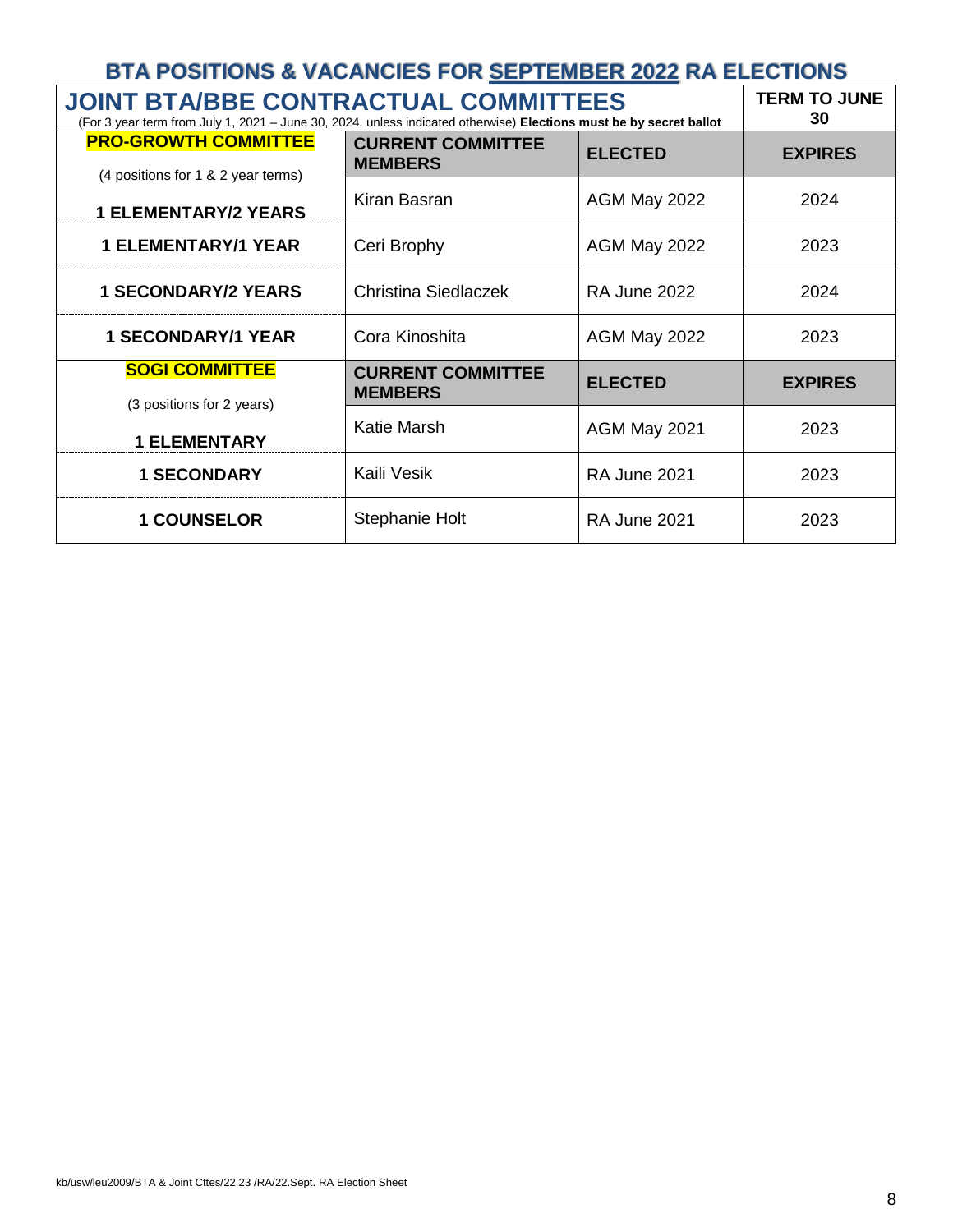# BTA POSITIONS & VACANCIES FOR SEPTEMBER 2022 RA ELECTIONS

| JOINT BTA/BBE CONTRACTUAL COMMITTEES<br>(For 3 year term from July 1, 2021 – June 30, 2024, unless indicated otherwise) **Elections must be by secret ballot** | | | TERM TO JUNE 30 |
|---|---|---|---|
| **PRO-GROWTH COMMITTEE**<br>(4 positions for 1 & 2 year terms) | **CURRENT COMMITTEE MEMBERS** | **ELECTED** | **EXPIRES** |
| **1 ELEMENTARY/2 YEARS** | Kiran Basran | AGM May 2022 | 2024 |
| **1 ELEMENTARY/1 YEAR** | Ceri Brophy | AGM May 2022 | 2023 |
| **1 SECONDARY/2 YEARS** | Christina Siedlaczek | RA June 2022 | 2024 |
| **1 SECONDARY/1 YEAR** | Cora Kinoshita | AGM May 2022 | 2023 |
| **SOGI COMMITTEE**<br>(3 positions for 2 years) | **CURRENT COMMITTEE MEMBERS** | **ELECTED** | **EXPIRES** |
| **1 ELEMENTARY** | Katie Marsh | AGM May 2021 | 2023 |
| **1 SECONDARY** | Kaili Vesik | RA June 2021 | 2023 |
| **1 COUNSELOR** | Stephanie Holt | RA June 2021 | 2023 |

kb/usw/leu2009/BTA & Joint Cttes/22.23 /RA/22.Sept. RA Election Sheet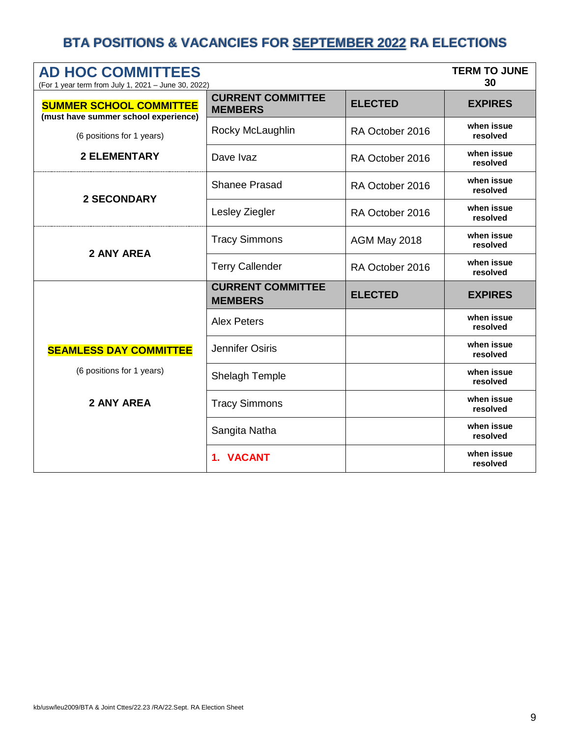# BTA POSITIONS & VACANCIES FOR SEPTEMBER 2022 RA ELECTIONS

| AD HOC COMMITTEES (For 1 year term from July 1, 2021 – June 30, 2022) | | | TERM TO JUNE 30 |
|---|---|---|---|
| **SUMMER SCHOOL COMMITTEE** (must have summer school experience) (6 positions for 1 years) | **CURRENT COMMITTEE MEMBERS** | **ELECTED** | **EXPIRES** |
| **2 ELEMENTARY** | Rocky McLaughlin | RA October 2016 | when issue resolved |
| | Dave Ivaz | RA October 2016 | when issue resolved |
| **2 SECONDARY** | Shanee Prasad | RA October 2016 | when issue resolved |
| | Lesley Ziegler | RA October 2016 | when issue resolved |
| **2 ANY AREA** | Tracy Simmons | AGM May 2018 | when issue resolved |
| | Terry Callender | RA October 2016 | when issue resolved |
| **SEAMLESS DAY COMMITTEE** (6 positions for 1 years) **2 ANY AREA** | **CURRENT COMMITTEE MEMBERS** | **ELECTED** | **EXPIRES** |
| | Alex Peters | | when issue resolved |
| | Jennifer Osiris | | when issue resolved |
| | Shelagh Temple | | when issue resolved |
| | Tracy Simmons | | when issue resolved |
| | Sangita Natha | | when issue resolved |
| | **1. VACANT** | | when issue resolved |

kb/usw/leu2009/BTA & Joint Cttes/22.23 /RA/22.Sept. RA Election Sheet